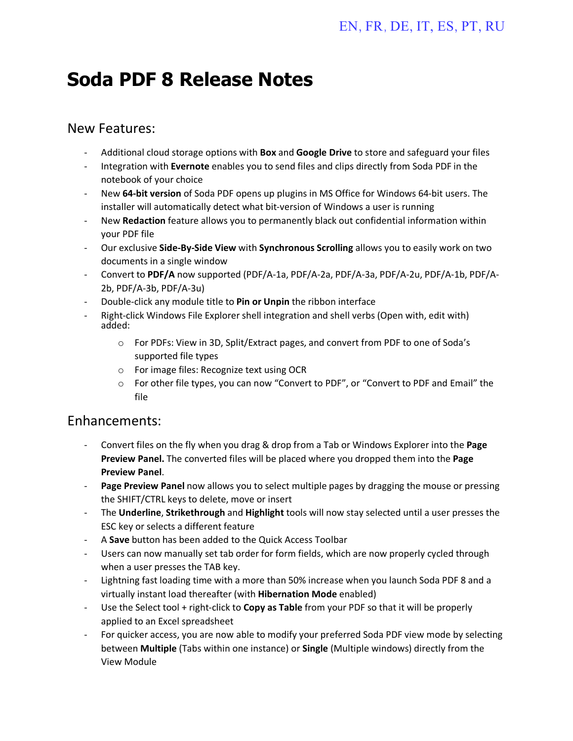EN, FR, DE, IT, ES, PT, RU

# Soda PDF 8 Release Notes

## New Features:

- Additional cloud storage options with **Box** and **Google Drive** to store and safeguard your files
- Integration with **Evernote** enables you to send files and clips directly from Soda PDF in the notebook of your choice
- New **64-bit version** of Soda PDF opens up plugins in MS Office for Windows 64-bit users. The installer will automatically detect what bit-version of Windows a user is running
- New **Redaction** feature allows you to permanently black out confidential information within your PDF file
- Our exclusive **Side-By-Side View** with **Synchronous Scrolling** allows you to easily work on two documents in a single window
- Convert to **PDF/A** now supported (PDF/A-1a, PDF/A-2a, PDF/A-3a, PDF/A-2u, PDF/A-1b, PDF/A-2b, PDF/A-3b, PDF/A-3u)
- Double-click any module title to **Pin or Unpin** the ribbon interface
- Right-click Windows File Explorer shell integration and shell verbs (Open with, edit with) added:
  - For PDFs: View in 3D, Split/Extract pages, and convert from PDF to one of Soda's supported file types
  - For image files: Recognize text using OCR
  - For other file types, you can now "Convert to PDF", or "Convert to PDF and Email" the file

## Enhancements:

- Convert files on the fly when you drag & drop from a Tab or Windows Explorer into the **Page Preview Panel.** The converted files will be placed where you dropped them into the **Page Preview Panel**.
- **Page Preview Panel** now allows you to select multiple pages by dragging the mouse or pressing the SHIFT/CTRL keys to delete, move or insert
- The **Underline**, **Strikethrough** and **Highlight** tools will now stay selected until a user presses the ESC key or selects a different feature
- A **Save** button has been added to the Quick Access Toolbar
- Users can now manually set tab order for form fields, which are now properly cycled through when a user presses the TAB key.
- Lightning fast loading time with a more than 50% increase when you launch Soda PDF 8 and a virtually instant load thereafter (with **Hibernation Mode** enabled)
- Use the Select tool + right-click to **Copy as Table** from your PDF so that it will be properly applied to an Excel spreadsheet
- For quicker access, you are now able to modify your preferred Soda PDF view mode by selecting between **Multiple** (Tabs within one instance) or **Single** (Multiple windows) directly from the View Module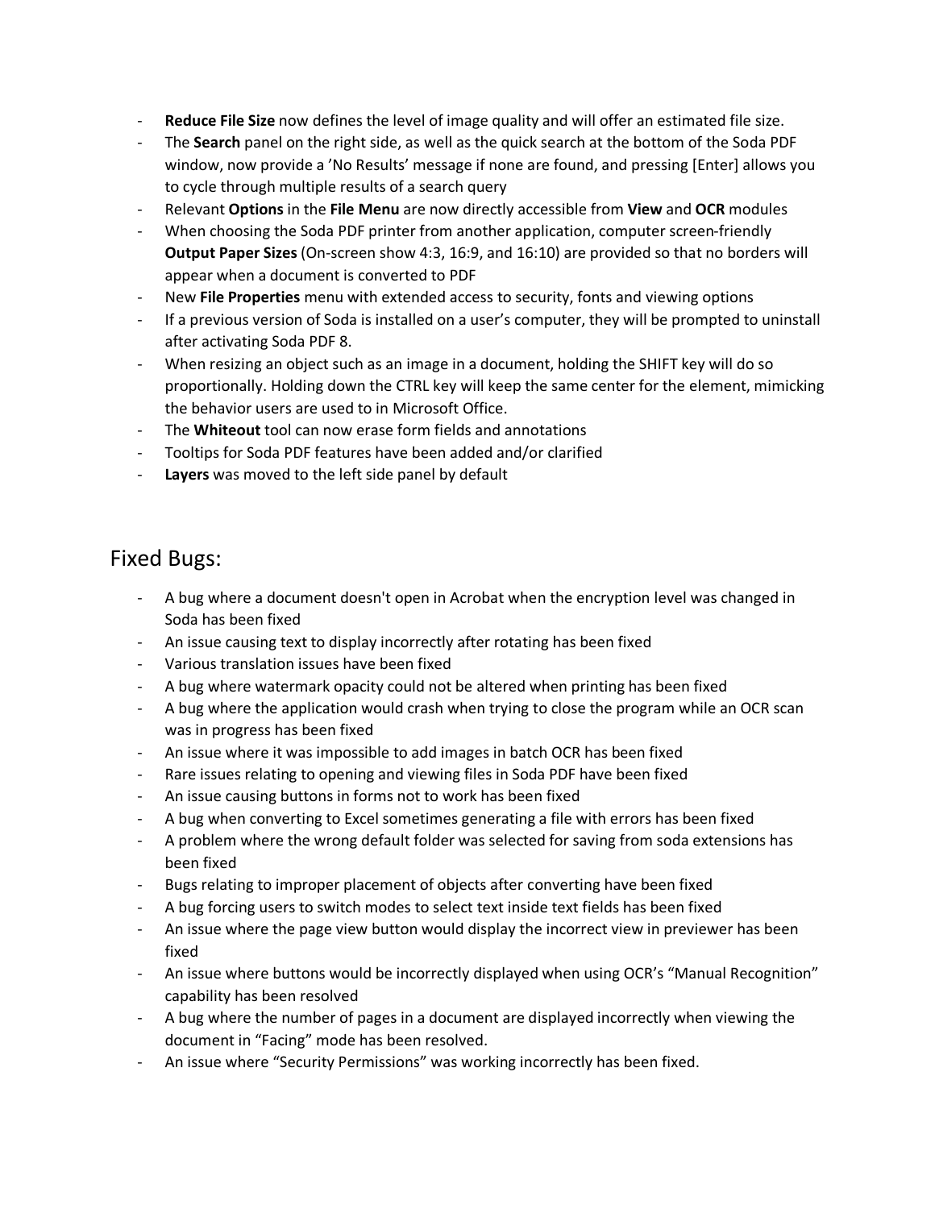- **Reduce File Size** now defines the level of image quality and will offer an estimated file size.
- The **Search** panel on the right side, as well as the quick search at the bottom of the Soda PDF window, now provide a 'No Results' message if none are found, and pressing [Enter] allows you to cycle through multiple results of a search query
- Relevant **Options** in the **File Menu** are now directly accessible from **View** and **OCR** modules
- When choosing the Soda PDF printer from another application, computer screen-friendly **Output Paper Sizes** (On-screen show 4:3, 16:9, and 16:10) are provided so that no borders will appear when a document is converted to PDF
- New **File Properties** menu with extended access to security, fonts and viewing options
- If a previous version of Soda is installed on a user's computer, they will be prompted to uninstall after activating Soda PDF 8.
- When resizing an object such as an image in a document, holding the SHIFT key will do so proportionally. Holding down the CTRL key will keep the same center for the element, mimicking the behavior users are used to in Microsoft Office.
- The **Whiteout** tool can now erase form fields and annotations
- Tooltips for Soda PDF features have been added and/or clarified
- **Layers** was moved to the left side panel by default

## Fixed Bugs:

- A bug where a document doesn't open in Acrobat when the encryption level was changed in Soda has been fixed
- An issue causing text to display incorrectly after rotating has been fixed
- Various translation issues have been fixed
- A bug where watermark opacity could not be altered when printing has been fixed
- A bug where the application would crash when trying to close the program while an OCR scan was in progress has been fixed
- An issue where it was impossible to add images in batch OCR has been fixed
- Rare issues relating to opening and viewing files in Soda PDF have been fixed
- An issue causing buttons in forms not to work has been fixed
- A bug when converting to Excel sometimes generating a file with errors has been fixed
- A problem where the wrong default folder was selected for saving from soda extensions has been fixed
- Bugs relating to improper placement of objects after converting have been fixed
- A bug forcing users to switch modes to select text inside text fields has been fixed
- An issue where the page view button would display the incorrect view in previewer has been fixed
- An issue where buttons would be incorrectly displayed when using OCR's "Manual Recognition" capability has been resolved
- A bug where the number of pages in a document are displayed incorrectly when viewing the document in "Facing" mode has been resolved.
- An issue where "Security Permissions" was working incorrectly has been fixed.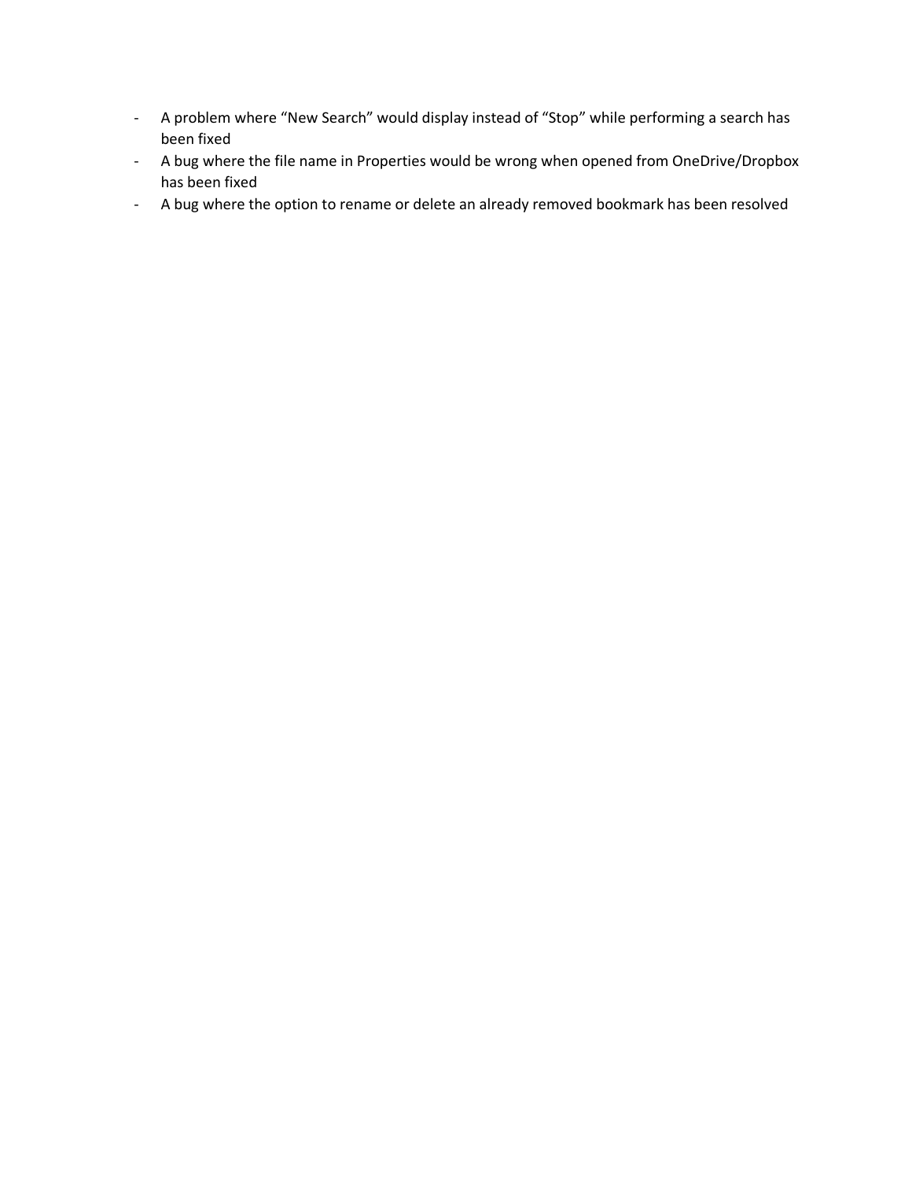- A problem where "New Search" would display instead of "Stop" while performing a search has been fixed
- A bug where the file name in Properties would be wrong when opened from OneDrive/Dropbox has been fixed
- A bug where the option to rename or delete an already removed bookmark has been resolved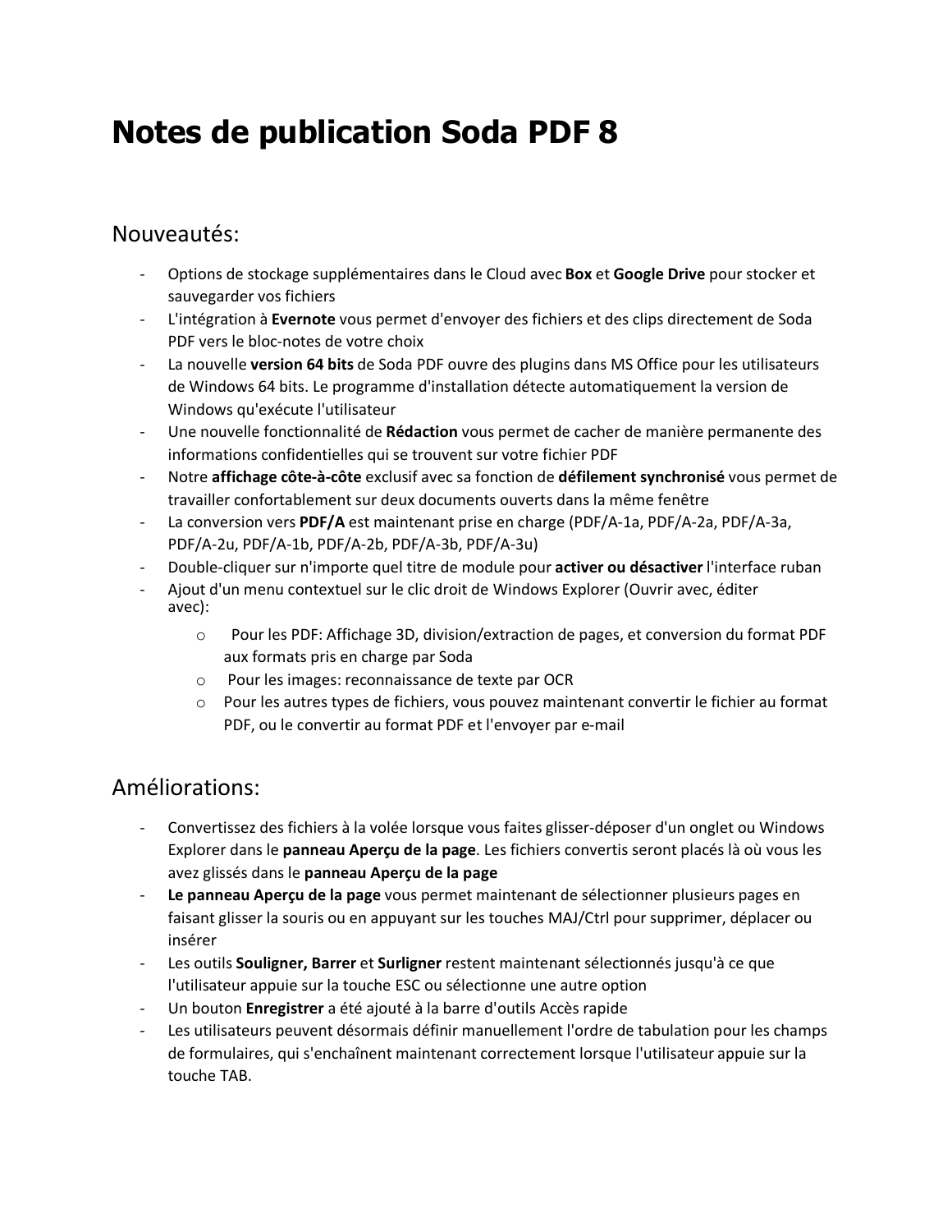# Notes de publication Soda PDF 8

## Nouveautés:

- Options de stockage supplémentaires dans le Cloud avec **Box** et **Google Drive** pour stocker et sauvegarder vos fichiers
- L'intégration à **Evernote** vous permet d'envoyer des fichiers et des clips directement de Soda PDF vers le bloc-notes de votre choix
- La nouvelle **version 64 bits** de Soda PDF ouvre des plugins dans MS Office pour les utilisateurs de Windows 64 bits. Le programme d'installation détecte automatiquement la version de Windows qu'exécute l'utilisateur
- Une nouvelle fonctionnalité de **Rédaction** vous permet de cacher de manière permanente des informations confidentielles qui se trouvent sur votre fichier PDF
- Notre **affichage côte-à-côte** exclusif avec sa fonction de **défilement synchronisé** vous permet de travailler confortablement sur deux documents ouverts dans la même fenêtre
- La conversion vers **PDF/A** est maintenant prise en charge (PDF/A-1a, PDF/A-2a, PDF/A-3a, PDF/A-2u, PDF/A-1b, PDF/A-2b, PDF/A-3b, PDF/A-3u)
- Double-cliquer sur n'importe quel titre de module pour **activer ou désactiver** l'interface ruban
- Ajout d'un menu contextuel sur le clic droit de Windows Explorer (Ouvrir avec, éditer avec):
  - Pour les PDF: Affichage 3D, division/extraction de pages, et conversion du format PDF aux formats pris en charge par Soda
  - Pour les images: reconnaissance de texte par OCR
  - Pour les autres types de fichiers, vous pouvez maintenant convertir le fichier au format PDF, ou le convertir au format PDF et l'envoyer par e-mail

## Améliorations:

- Convertissez des fichiers à la volée lorsque vous faites glisser-déposer d'un onglet ou Windows Explorer dans le **panneau Aperçu de la page**. Les fichiers convertis seront placés là où vous les avez glissés dans le **panneau Aperçu de la page**
- **Le panneau Aperçu de la page** vous permet maintenant de sélectionner plusieurs pages en faisant glisser la souris ou en appuyant sur les touches MAJ/Ctrl pour supprimer, déplacer ou insérer
- Les outils **Souligner, Barrer** et **Surligner** restent maintenant sélectionnés jusqu'à ce que l'utilisateur appuie sur la touche ESC ou sélectionne une autre option
- Un bouton **Enregistrer** a été ajouté à la barre d'outils Accès rapide
- Les utilisateurs peuvent désormais définir manuellement l'ordre de tabulation pour les champs de formulaires, qui s'enchaînent maintenant correctement lorsque l'utilisateur appuie sur la touche TAB.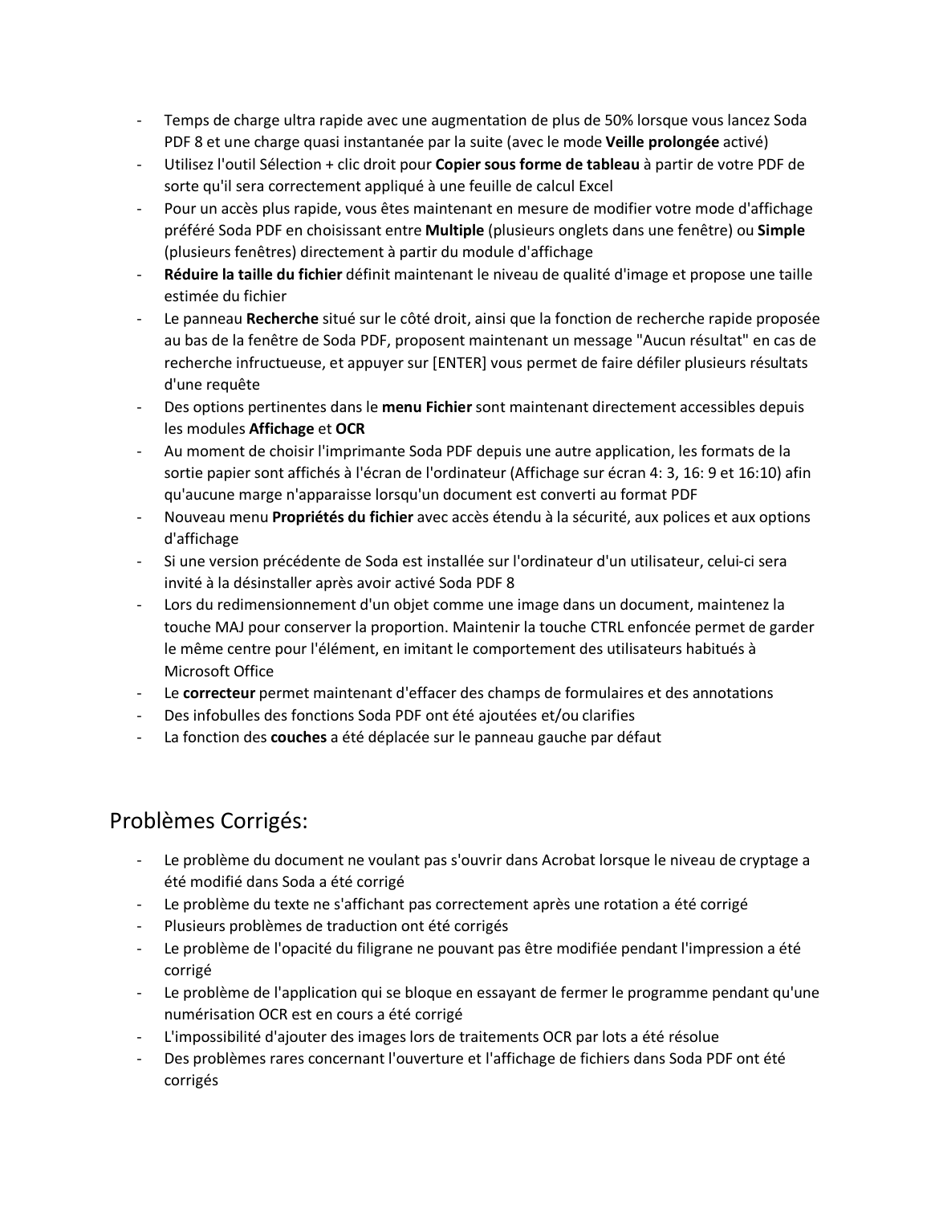- Temps de charge ultra rapide avec une augmentation de plus de 50% lorsque vous lancez Soda PDF 8 et une charge quasi instantanée par la suite (avec le mode **Veille prolongée** activé)
- Utilisez l'outil Sélection + clic droit pour **Copier sous forme de tableau** à partir de votre PDF de sorte qu'il sera correctement appliqué à une feuille de calcul Excel
- Pour un accès plus rapide, vous êtes maintenant en mesure de modifier votre mode d'affichage préféré Soda PDF en choisissant entre **Multiple** (plusieurs onglets dans une fenêtre) ou **Simple** (plusieurs fenêtres) directement à partir du module d'affichage
- **Réduire la taille du fichier** définit maintenant le niveau de qualité d'image et propose une taille estimée du fichier
- Le panneau **Recherche** situé sur le côté droit, ainsi que la fonction de recherche rapide proposée au bas de la fenêtre de Soda PDF, proposent maintenant un message "Aucun résultat" en cas de recherche infructueuse, et appuyer sur [ENTER] vous permet de faire défiler plusieurs résultats d'une requête
- Des options pertinentes dans le **menu Fichier** sont maintenant directement accessibles depuis les modules **Affichage** et **OCR**
- Au moment de choisir l'imprimante Soda PDF depuis une autre application, les formats de la sortie papier sont affichés à l'écran de l'ordinateur (Affichage sur écran 4: 3, 16: 9 et 16:10) afin qu'aucune marge n'apparaisse lorsqu'un document est converti au format PDF
- Nouveau menu **Propriétés du fichier** avec accès étendu à la sécurité, aux polices et aux options d'affichage
- Si une version précédente de Soda est installée sur l'ordinateur d'un utilisateur, celui-ci sera invité à la désinstaller après avoir activé Soda PDF 8
- Lors du redimensionnement d'un objet comme une image dans un document, maintenez la touche MAJ pour conserver la proportion. Maintenir la touche CTRL enfoncée permet de garder le même centre pour l'élément, en imitant le comportement des utilisateurs habitués à Microsoft Office
- Le **correcteur** permet maintenant d'effacer des champs de formulaires et des annotations
- Des infobulles des fonctions Soda PDF ont été ajoutées et/ou clarifies
- La fonction des **couches** a été déplacée sur le panneau gauche par défaut

## Problèmes Corrigés:

- Le problème du document ne voulant pas s'ouvrir dans Acrobat lorsque le niveau de cryptage a été modifié dans Soda a été corrigé
- Le problème du texte ne s'affichant pas correctement après une rotation a été corrigé
- Plusieurs problèmes de traduction ont été corrigés
- Le problème de l'opacité du filigrane ne pouvant pas être modifiée pendant l'impression a été corrigé
- Le problème de l'application qui se bloque en essayant de fermer le programme pendant qu'une numérisation OCR est en cours a été corrigé
- L'impossibilité d'ajouter des images lors de traitements OCR par lots a été résolue
- Des problèmes rares concernant l'ouverture et l'affichage de fichiers dans Soda PDF ont été corrigés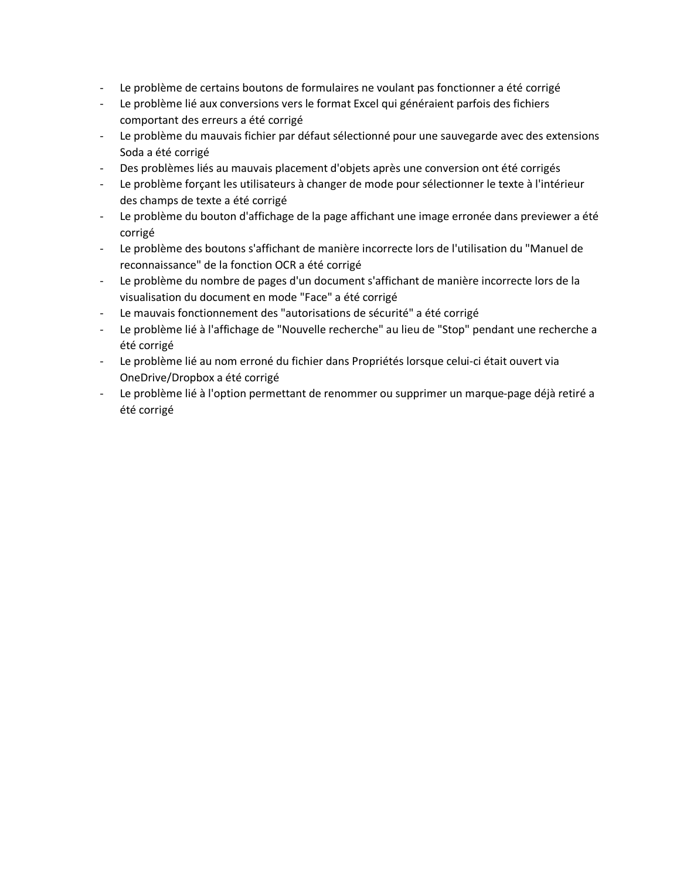- Le problème de certains boutons de formulaires ne voulant pas fonctionner a été corrigé
- Le problème lié aux conversions vers le format Excel qui généraient parfois des fichiers comportant des erreurs a été corrigé
- Le problème du mauvais fichier par défaut sélectionné pour une sauvegarde avec des extensions Soda a été corrigé
- Des problèmes liés au mauvais placement d'objets après une conversion ont été corrigés
- Le problème forçant les utilisateurs à changer de mode pour sélectionner le texte à l'intérieur des champs de texte a été corrigé
- Le problème du bouton d'affichage de la page affichant une image erronée dans previewer a été corrigé
- Le problème des boutons s'affichant de manière incorrecte lors de l'utilisation du "Manuel de reconnaissance" de la fonction OCR a été corrigé
- Le problème du nombre de pages d'un document s'affichant de manière incorrecte lors de la visualisation du document en mode "Face" a été corrigé
- Le mauvais fonctionnement des "autorisations de sécurité" a été corrigé
- Le problème lié à l'affichage de "Nouvelle recherche" au lieu de "Stop" pendant une recherche a été corrigé
- Le problème lié au nom erroné du fichier dans Propriétés lorsque celui-ci était ouvert via OneDrive/Dropbox a été corrigé
- Le problème lié à l'option permettant de renommer ou supprimer un marque-page déjà retiré a été corrigé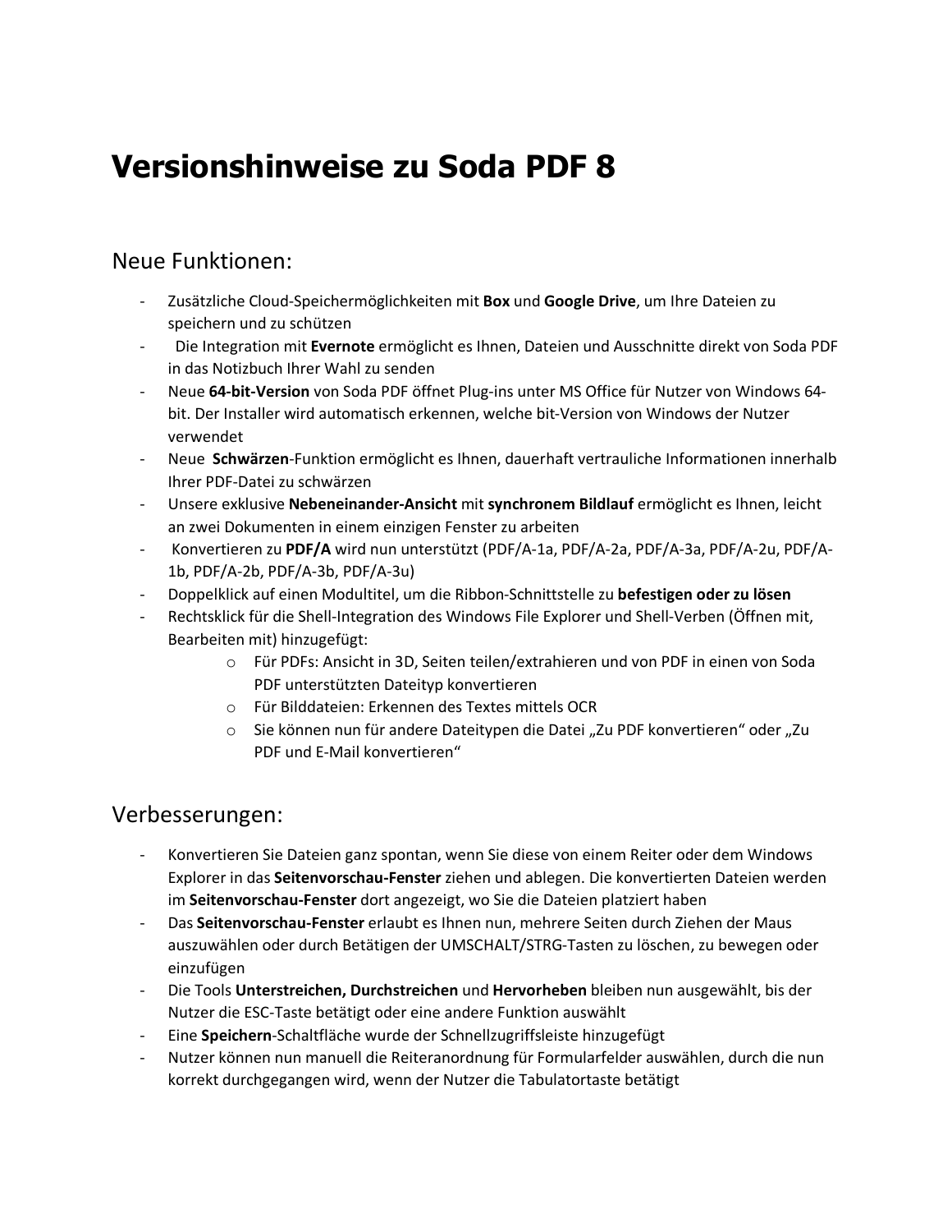# Versionshinweise zu Soda PDF 8

## Neue Funktionen:

- Zusätzliche Cloud-Speichermöglichkeiten mit **Box** und **Google Drive**, um Ihre Dateien zu speichern und zu schützen
- Die Integration mit **Evernote** ermöglicht es Ihnen, Dateien und Ausschnitte direkt von Soda PDF in das Notizbuch Ihrer Wahl zu senden
- Neue **64-bit-Version** von Soda PDF öffnet Plug-ins unter MS Office für Nutzer von Windows 64-bit. Der Installer wird automatisch erkennen, welche bit-Version von Windows der Nutzer verwendet
- Neue **Schwärzen**-Funktion ermöglicht es Ihnen, dauerhaft vertrauliche Informationen innerhalb Ihrer PDF-Datei zu schwärzen
- Unsere exklusive **Nebeneinander-Ansicht** mit **synchronem Bildlauf** ermöglicht es Ihnen, leicht an zwei Dokumenten in einem einzigen Fenster zu arbeiten
- Konvertieren zu **PDF/A** wird nun unterstützt (PDF/A-1a, PDF/A-2a, PDF/A-3a, PDF/A-2u, PDF/A-1b, PDF/A-2b, PDF/A-3b, PDF/A-3u)
- Doppelklick auf einen Modultitel, um die Ribbon-Schnittstelle zu **befestigen oder zu lösen**
- Rechtsklick für die Shell-Integration des Windows File Explorer und Shell-Verben (Öffnen mit, Bearbeiten mit) hinzugefügt:
    - Für PDFs: Ansicht in 3D, Seiten teilen/extrahieren und von PDF in einen von Soda PDF unterstützten Dateityp konvertieren
    - Für Bilddateien: Erkennen des Textes mittels OCR
    - Sie können nun für andere Dateitypen die Datei „Zu PDF konvertieren" oder „Zu PDF und E-Mail konvertieren"

## Verbesserungen:

- Konvertieren Sie Dateien ganz spontan, wenn Sie diese von einem Reiter oder dem Windows Explorer in das **Seitenvorschau-Fenster** ziehen und ablegen. Die konvertierten Dateien werden im **Seitenvorschau-Fenster** dort angezeigt, wo Sie die Dateien platziert haben
- Das **Seitenvorschau-Fenster** erlaubt es Ihnen nun, mehrere Seiten durch Ziehen der Maus auszuwählen oder durch Betätigen der UMSCHALT/STRG-Tasten zu löschen, zu bewegen oder einzufügen
- Die Tools **Unterstreichen, Durchstreichen** und **Hervorheben** bleiben nun ausgewählt, bis der Nutzer die ESC-Taste betätigt oder eine andere Funktion auswählt
- Eine **Speichern**-Schaltfläche wurde der Schnellzugriffsleiste hinzugefügt
- Nutzer können nun manuell die Reiteranordnung für Formularfelder auswählen, durch die nun korrekt durchgegangen wird, wenn der Nutzer die Tabulatortaste betätigt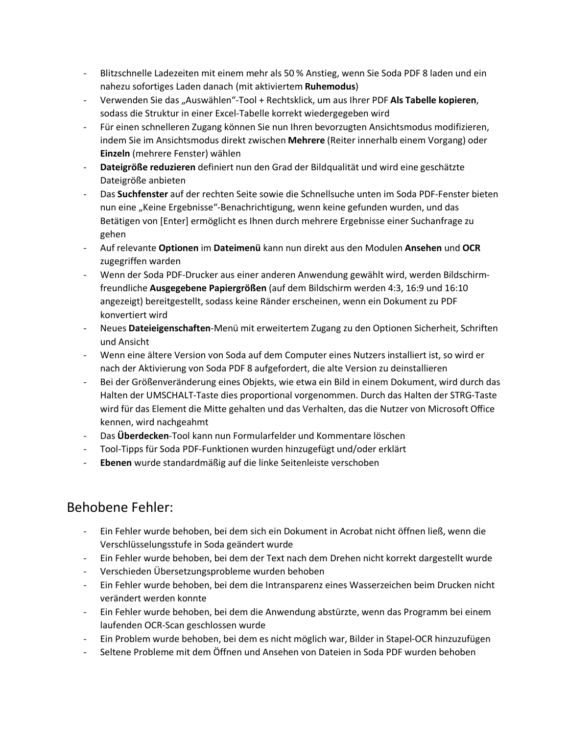- Blitzschnelle Ladezeiten mit einem mehr als 50 % Anstieg, wenn Sie Soda PDF 8 laden und ein nahezu sofortiges Laden danach (mit aktiviertem **Ruhemodus**)
- Verwenden Sie das „Auswählen"-Tool + Rechtsklick, um aus Ihrer PDF **Als Tabelle kopieren**, sodass die Struktur in einer Excel-Tabelle korrekt wiedergegeben wird
- Für einen schnelleren Zugang können Sie nun Ihren bevorzugten Ansichtsmodus modifizieren, indem Sie im Ansichtsmodus direkt zwischen **Mehrere** (Reiter innerhalb einem Vorgang) oder **Einzeln** (mehrere Fenster) wählen
- **Dateigröße reduzieren** definiert nun den Grad der Bildqualität und wird eine geschätzte Dateigröße anbieten
- Das **Suchfenster** auf der rechten Seite sowie die Schnellsuche unten im Soda PDF-Fenster bieten nun eine „Keine Ergebnisse"-Benachrichtigung, wenn keine gefunden wurden, und das Betätigen von [Enter] ermöglicht es Ihnen durch mehrere Ergebnisse einer Suchanfrage zu gehen
- Auf relevante **Optionen** im **Dateimenü** kann nun direkt aus den Modulen **Ansehen** und **OCR** zugegriffen warden
- Wenn der Soda PDF-Drucker aus einer anderen Anwendung gewählt wird, werden Bildschirm-freundliche **Ausgegebene Papiergrößen** (auf dem Bildschirm werden 4:3, 16:9 und 16:10 angezeigt) bereitgestellt, sodass keine Ränder erscheinen, wenn ein Dokument zu PDF konvertiert wird
- Neues **Dateieigenschaften**-Menü mit erweitertem Zugang zu den Optionen Sicherheit, Schriften und Ansicht
- Wenn eine ältere Version von Soda auf dem Computer eines Nutzers installiert ist, so wird er nach der Aktivierung von Soda PDF 8 aufgefordert, die alte Version zu deinstallieren
- Bei der Größenveränderung eines Objekts, wie etwa ein Bild in einem Dokument, wird durch das Halten der UMSCHALT-Taste dies proportional vorgenommen. Durch das Halten der STRG-Taste wird für das Element die Mitte gehalten und das Verhalten, das die Nutzer von Microsoft Office kennen, wird nachgeahmt
- Das **Überdecken**-Tool kann nun Formularfelder und Kommentare löschen
- Tool-Tipps für Soda PDF-Funktionen wurden hinzugefügt und/oder erklärt
- **Ebenen** wurde standardmäßig auf die linke Seitenleiste verschoben

## Behobene Fehler:

- Ein Fehler wurde behoben, bei dem sich ein Dokument in Acrobat nicht öffnen ließ, wenn die Verschlüsselungsstufe in Soda geändert wurde
- Ein Fehler wurde behoben, bei dem der Text nach dem Drehen nicht korrekt dargestellt wurde
- Verschieden Übersetzungsprobleme wurden behoben
- Ein Fehler wurde behoben, bei dem die Intransparenz eines Wasserzeichen beim Drucken nicht verändert werden konnte
- Ein Fehler wurde behoben, bei dem die Anwendung abstürzte, wenn das Programm bei einem laufenden OCR-Scan geschlossen wurde
- Ein Problem wurde behoben, bei dem es nicht möglich war, Bilder in Stapel-OCR hinzuzufügen
- Seltene Probleme mit dem Öffnen und Ansehen von Dateien in Soda PDF wurden behoben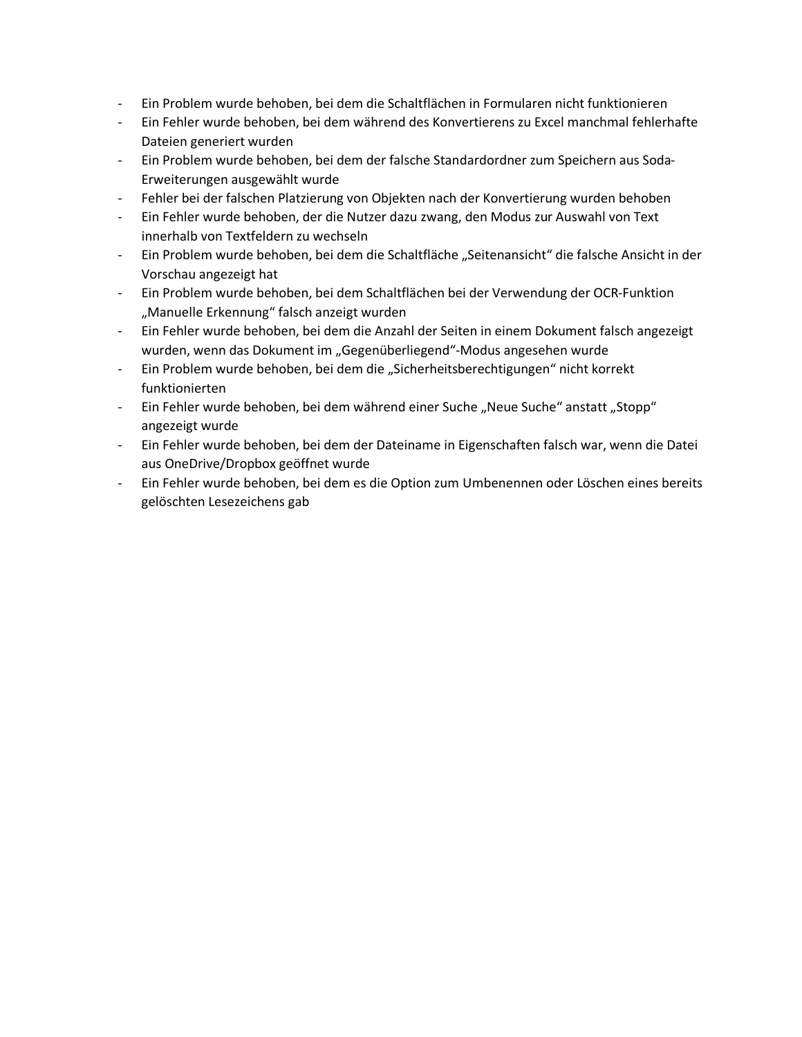- Ein Problem wurde behoben, bei dem die Schaltflächen in Formularen nicht funktionieren
- Ein Fehler wurde behoben, bei dem während des Konvertierens zu Excel manchmal fehlerhafte Dateien generiert wurden
- Ein Problem wurde behoben, bei dem der falsche Standardordner zum Speichern aus Soda-Erweiterungen ausgewählt wurde
- Fehler bei der falschen Platzierung von Objekten nach der Konvertierung wurden behoben
- Ein Fehler wurde behoben, der die Nutzer dazu zwang, den Modus zur Auswahl von Text innerhalb von Textfeldern zu wechseln
- Ein Problem wurde behoben, bei dem die Schaltfläche „Seitenansicht" die falsche Ansicht in der Vorschau angezeigt hat
- Ein Problem wurde behoben, bei dem Schaltflächen bei der Verwendung der OCR-Funktion „Manuelle Erkennung" falsch anzeigt wurden
- Ein Fehler wurde behoben, bei dem die Anzahl der Seiten in einem Dokument falsch angezeigt wurden, wenn das Dokument im „Gegenüberliegend"-Modus angesehen wurde
- Ein Problem wurde behoben, bei dem die „Sicherheitsberechtigungen" nicht korrekt funktionierten
- Ein Fehler wurde behoben, bei dem während einer Suche „Neue Suche" anstatt „Stopp" angezeigt wurde
- Ein Fehler wurde behoben, bei dem der Dateiname in Eigenschaften falsch war, wenn die Datei aus OneDrive/Dropbox geöffnet wurde
- Ein Fehler wurde behoben, bei dem es die Option zum Umbenennen oder Löschen eines bereits gelöschten Lesezeichens gab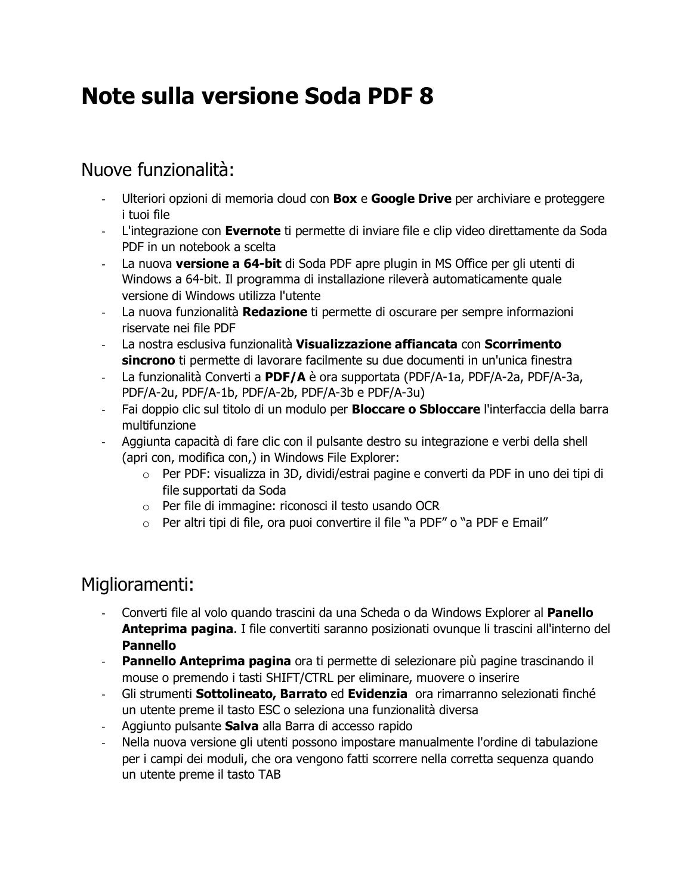# Note sulla versione Soda PDF 8

## Nuove funzionalità:

- Ulteriori opzioni di memoria cloud con **Box** e **Google Drive** per archiviare e proteggere i tuoi file
- L'integrazione con **Evernote** ti permette di inviare file e clip video direttamente da Soda PDF in un notebook a scelta
- La nuova **versione a 64-bit** di Soda PDF apre plugin in MS Office per gli utenti di Windows a 64-bit. Il programma di installazione rileverà automaticamente quale versione di Windows utilizza l'utente
- La nuova funzionalità **Redazione** ti permette di oscurare per sempre informazioni riservate nei file PDF
- La nostra esclusiva funzionalità **Visualizzazione affiancata** con **Scorrimento sincrono** ti permette di lavorare facilmente su due documenti in un'unica finestra
- La funzionalità Converti a **PDF/A** è ora supportata (PDF/A-1a, PDF/A-2a, PDF/A-3a, PDF/A-2u, PDF/A-1b, PDF/A-2b, PDF/A-3b e PDF/A-3u)
- Fai doppio clic sul titolo di un modulo per **Bloccare o Sbloccare** l'interfaccia della barra multifunzione
- Aggiunta capacità di fare clic con il pulsante destro su integrazione e verbi della shell (apri con, modifica con,) in Windows File Explorer:
  - Per PDF: visualizza in 3D, dividi/estrai pagine e converti da PDF in uno dei tipi di file supportati da Soda
  - Per file di immagine: riconosci il testo usando OCR
  - Per altri tipi di file, ora puoi convertire il file "a PDF" o "a PDF e Email"

## Miglioramenti:

- Converti file al volo quando trascini da una Scheda o da Windows Explorer al **Panello Anteprima pagina**. I file convertiti saranno posizionati ovunque li trascini all'interno del **Pannello**
- **Pannello Anteprima pagina** ora ti permette di selezionare più pagine trascinando il mouse o premendo i tasti SHIFT/CTRL per eliminare, muovere o inserire
- Gli strumenti **Sottolineato, Barrato** ed **Evidenzia** ora rimarranno selezionati finché un utente preme il tasto ESC o seleziona una funzionalità diversa
- Aggiunto pulsante **Salva** alla Barra di accesso rapido
- Nella nuova versione gli utenti possono impostare manualmente l'ordine di tabulazione per i campi dei moduli, che ora vengono fatti scorrere nella corretta sequenza quando un utente preme il tasto TAB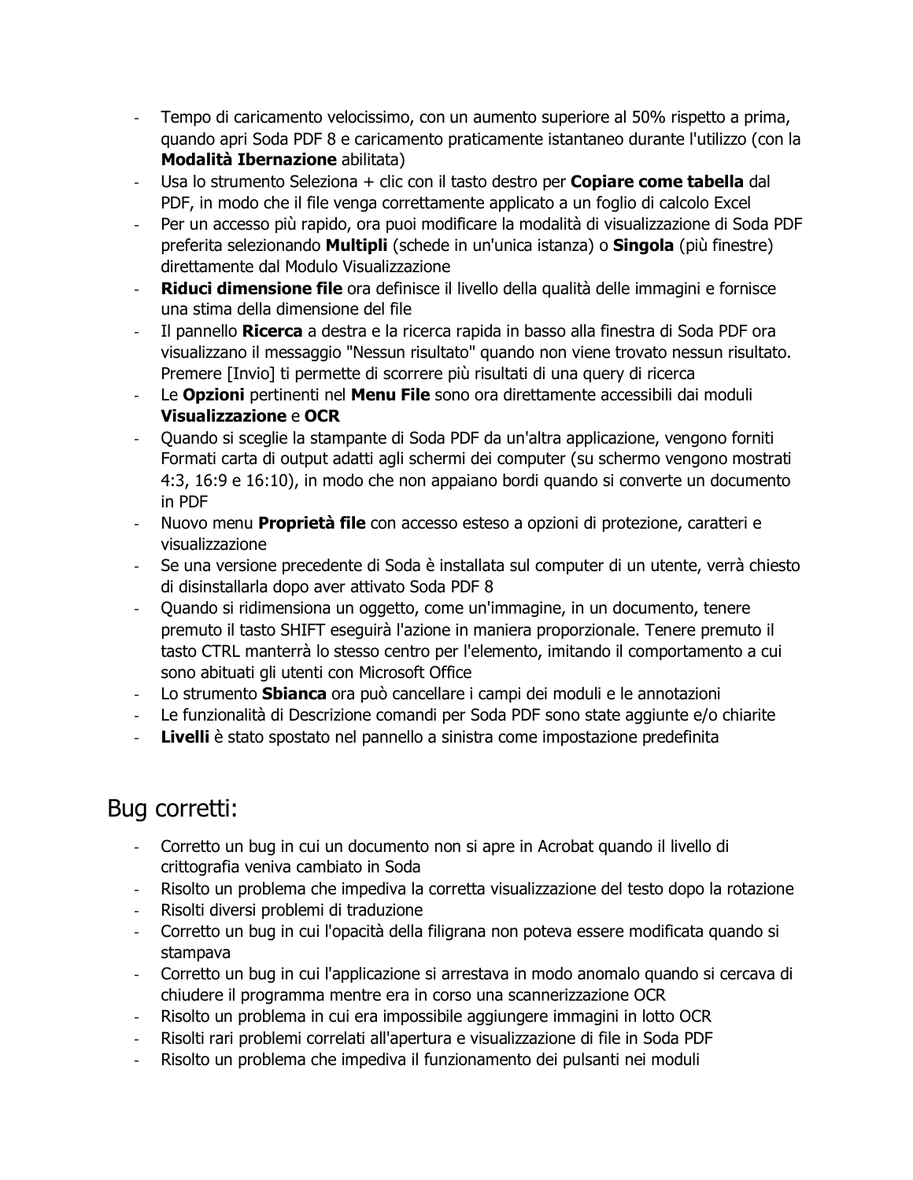- Tempo di caricamento velocissimo, con un aumento superiore al 50% rispetto a prima, quando apri Soda PDF 8 e caricamento praticamente istantaneo durante l'utilizzo (con la **Modalità Ibernazione** abilitata)
- Usa lo strumento Seleziona + clic con il tasto destro per **Copiare come tabella** dal PDF, in modo che il file venga correttamente applicato a un foglio di calcolo Excel
- Per un accesso più rapido, ora puoi modificare la modalità di visualizzazione di Soda PDF preferita selezionando **Multipli** (schede in un'unica istanza) o **Singola** (più finestre) direttamente dal Modulo Visualizzazione
- **Riduci dimensione file** ora definisce il livello della qualità delle immagini e fornisce una stima della dimensione del file
- Il pannello **Ricerca** a destra e la ricerca rapida in basso alla finestra di Soda PDF ora visualizzano il messaggio "Nessun risultato" quando non viene trovato nessun risultato. Premere [Invio] ti permette di scorrere più risultati di una query di ricerca
- Le **Opzioni** pertinenti nel **Menu File** sono ora direttamente accessibili dai moduli **Visualizzazione** e **OCR**
- Quando si sceglie la stampante di Soda PDF da un'altra applicazione, vengono forniti Formati carta di output adatti agli schermi dei computer (su schermo vengono mostrati 4:3, 16:9 e 16:10), in modo che non appaiano bordi quando si converte un documento in PDF
- Nuovo menu **Proprietà file** con accesso esteso a opzioni di protezione, caratteri e visualizzazione
- Se una versione precedente di Soda è installata sul computer di un utente, verrà chiesto di disinstallarla dopo aver attivato Soda PDF 8
- Quando si ridimensiona un oggetto, come un'immagine, in un documento, tenere premuto il tasto SHIFT eseguirà l'azione in maniera proporzionale. Tenere premuto il tasto CTRL manterrà lo stesso centro per l'elemento, imitando il comportamento a cui sono abituati gli utenti con Microsoft Office
- Lo strumento **Sbianca** ora può cancellare i campi dei moduli e le annotazioni
- Le funzionalità di Descrizione comandi per Soda PDF sono state aggiunte e/o chiarite
- **Livelli** è stato spostato nel pannello a sinistra come impostazione predefinita

## Bug corretti:

- Corretto un bug in cui un documento non si apre in Acrobat quando il livello di crittografia veniva cambiato in Soda
- Risolto un problema che impediva la corretta visualizzazione del testo dopo la rotazione
- Risolti diversi problemi di traduzione
- Corretto un bug in cui l'opacità della filigrana non poteva essere modificata quando si stampava
- Corretto un bug in cui l'applicazione si arrestava in modo anomalo quando si cercava di chiudere il programma mentre era in corso una scannerizzazione OCR
- Risolto un problema in cui era impossibile aggiungere immagini in lotto OCR
- Risolti rari problemi correlati all'apertura e visualizzazione di file in Soda PDF
- Risolto un problema che impediva il funzionamento dei pulsanti nei moduli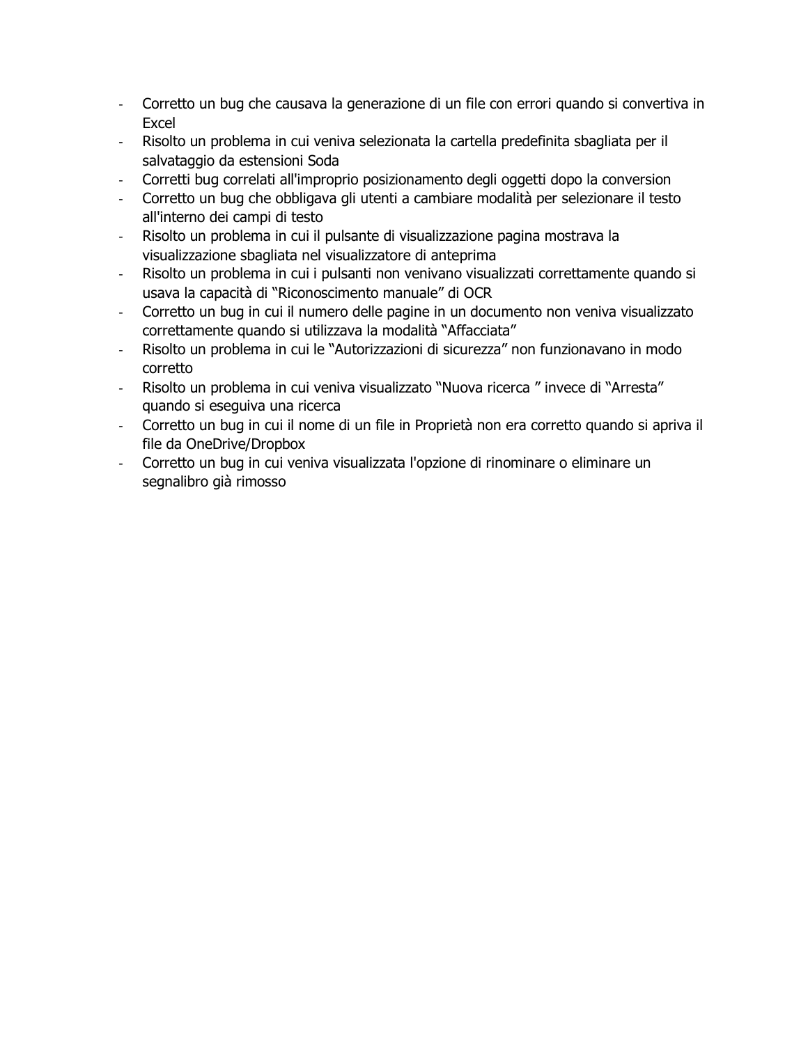- Corretto un bug che causava la generazione di un file con errori quando si convertiva in Excel
- Risolto un problema in cui veniva selezionata la cartella predefinita sbagliata per il salvataggio da estensioni Soda
- Corretti bug correlati all'improprio posizionamento degli oggetti dopo la conversion
- Corretto un bug che obbligava gli utenti a cambiare modalità per selezionare il testo all'interno dei campi di testo
- Risolto un problema in cui il pulsante di visualizzazione pagina mostrava la visualizzazione sbagliata nel visualizzatore di anteprima
- Risolto un problema in cui i pulsanti non venivano visualizzati correttamente quando si usava la capacità di "Riconoscimento manuale" di OCR
- Corretto un bug in cui il numero delle pagine in un documento non veniva visualizzato correttamente quando si utilizzava la modalità "Affacciata"
- Risolto un problema in cui le "Autorizzazioni di sicurezza" non funzionavano in modo corretto
- Risolto un problema in cui veniva visualizzato "Nuova ricerca " invece di "Arresta" quando si eseguiva una ricerca
- Corretto un bug in cui il nome di un file in Proprietà non era corretto quando si apriva il file da OneDrive/Dropbox
- Corretto un bug in cui veniva visualizzata l'opzione di rinominare o eliminare un segnalibro già rimosso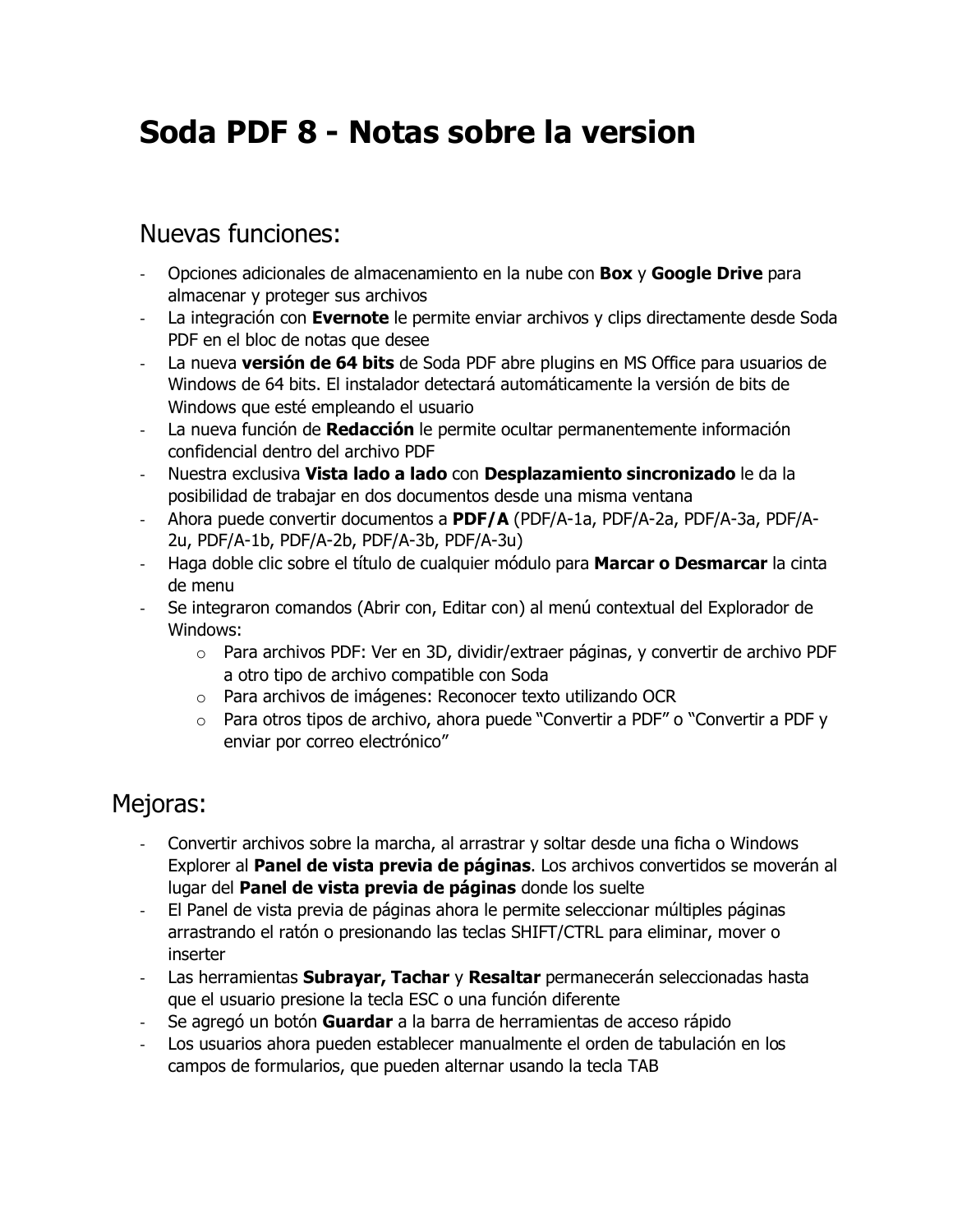# Soda PDF 8 - Notas sobre la version

## Nuevas funciones:

- Opciones adicionales de almacenamiento en la nube con **Box** y **Google Drive** para almacenar y proteger sus archivos
- La integración con **Evernote** le permite enviar archivos y clips directamente desde Soda PDF en el bloc de notas que desee
- La nueva **versión de 64 bits** de Soda PDF abre plugins en MS Office para usuarios de Windows de 64 bits. El instalador detectará automáticamente la versión de bits de Windows que esté empleando el usuario
- La nueva función de **Redacción** le permite ocultar permanentemente información confidencial dentro del archivo PDF
- Nuestra exclusiva **Vista lado a lado** con **Desplazamiento sincronizado** le da la posibilidad de trabajar en dos documentos desde una misma ventana
- Ahora puede convertir documentos a **PDF/A** (PDF/A-1a, PDF/A-2a, PDF/A-3a, PDF/A-2u, PDF/A-1b, PDF/A-2b, PDF/A-3b, PDF/A-3u)
- Haga doble clic sobre el título de cualquier módulo para **Marcar o Desmarcar** la cinta de menu
- Se integraron comandos (Abrir con, Editar con) al menú contextual del Explorador de Windows:
  - Para archivos PDF: Ver en 3D, dividir/extraer páginas, y convertir de archivo PDF a otro tipo de archivo compatible con Soda
  - Para archivos de imágenes: Reconocer texto utilizando OCR
  - Para otros tipos de archivo, ahora puede "Convertir a PDF" o "Convertir a PDF y enviar por correo electrónico"

## Mejoras:

- Convertir archivos sobre la marcha, al arrastrar y soltar desde una ficha o Windows Explorer al **Panel de vista previa de páginas**. Los archivos convertidos se moverán al lugar del **Panel de vista previa de páginas** donde los suelte
- El Panel de vista previa de páginas ahora le permite seleccionar múltiples páginas arrastrando el ratón o presionando las teclas SHIFT/CTRL para eliminar, mover o inserter
- Las herramientas **Subrayar, Tachar** y **Resaltar** permanecerán seleccionadas hasta que el usuario presione la tecla ESC o una función diferente
- Se agregó un botón **Guardar** a la barra de herramientas de acceso rápido
- Los usuarios ahora pueden establecer manualmente el orden de tabulación en los campos de formularios, que pueden alternar usando la tecla TAB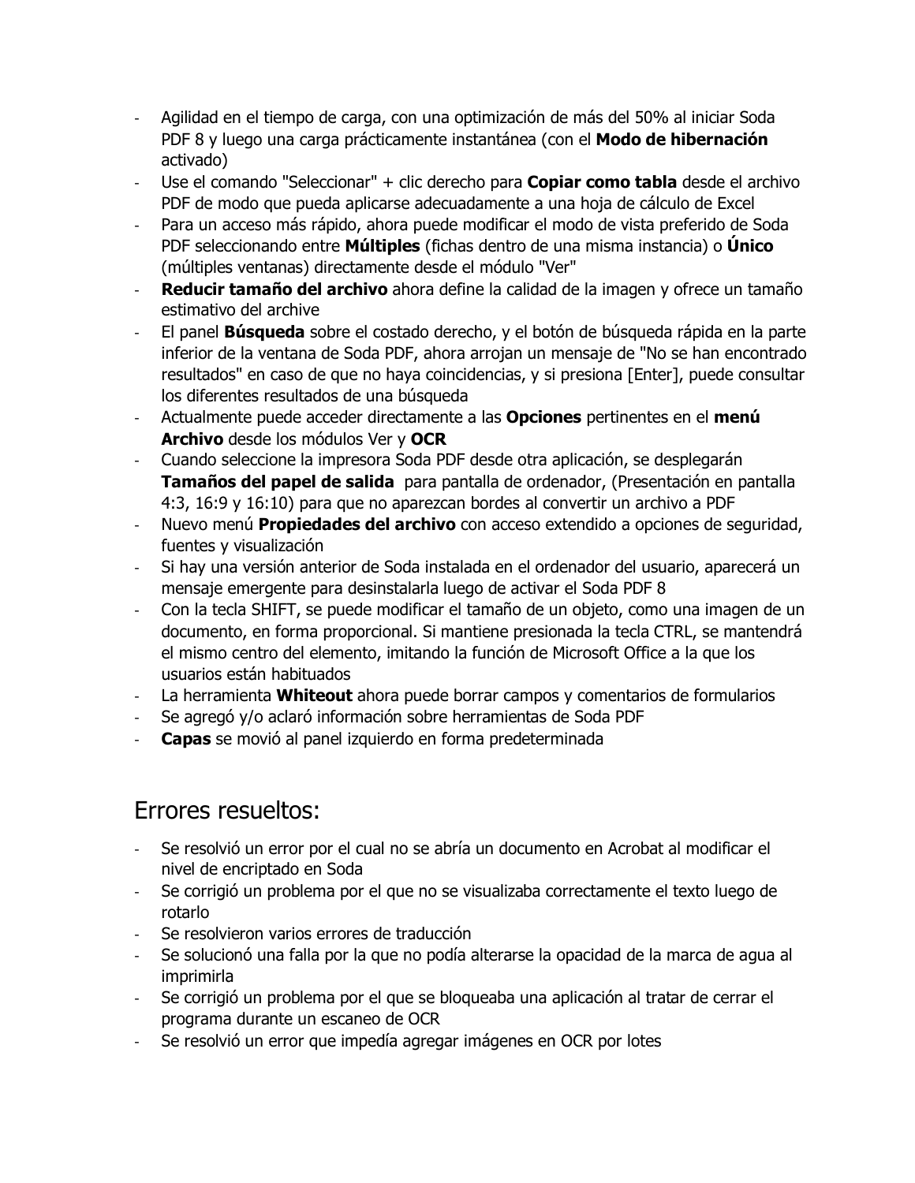- Agilidad en el tiempo de carga, con una optimización de más del 50% al iniciar Soda PDF 8 y luego una carga prácticamente instantánea (con el **Modo de hibernación** activado)
- Use el comando "Seleccionar" + clic derecho para **Copiar como tabla** desde el archivo PDF de modo que pueda aplicarse adecuadamente a una hoja de cálculo de Excel
- Para un acceso más rápido, ahora puede modificar el modo de vista preferido de Soda PDF seleccionando entre **Múltiples** (fichas dentro de una misma instancia) o **Único** (múltiples ventanas) directamente desde el módulo "Ver"
- **Reducir tamaño del archivo** ahora define la calidad de la imagen y ofrece un tamaño estimativo del archive
- El panel **Búsqueda** sobre el costado derecho, y el botón de búsqueda rápida en la parte inferior de la ventana de Soda PDF, ahora arrojan un mensaje de "No se han encontrado resultados" en caso de que no haya coincidencias, y si presiona [Enter], puede consultar los diferentes resultados de una búsqueda
- Actualmente puede acceder directamente a las **Opciones** pertinentes en el **menú Archivo** desde los módulos Ver y **OCR**
- Cuando seleccione la impresora Soda PDF desde otra aplicación, se desplegarán **Tamaños del papel de salida** para pantalla de ordenador, (Presentación en pantalla 4:3, 16:9 y 16:10) para que no aparezcan bordes al convertir un archivo a PDF
- Nuevo menú **Propiedades del archivo** con acceso extendido a opciones de seguridad, fuentes y visualización
- Si hay una versión anterior de Soda instalada en el ordenador del usuario, aparecerá un mensaje emergente para desinstalarla luego de activar el Soda PDF 8
- Con la tecla SHIFT, se puede modificar el tamaño de un objeto, como una imagen de un documento, en forma proporcional. Si mantiene presionada la tecla CTRL, se mantendrá el mismo centro del elemento, imitando la función de Microsoft Office a la que los usuarios están habituados
- La herramienta **Whiteout** ahora puede borrar campos y comentarios de formularios
- Se agregó y/o aclaró información sobre herramientas de Soda PDF
- **Capas** se movió al panel izquierdo en forma predeterminada

## Errores resueltos:

- Se resolvió un error por el cual no se abría un documento en Acrobat al modificar el nivel de encriptado en Soda
- Se corrigió un problema por el que no se visualizaba correctamente el texto luego de rotarlo
- Se resolvieron varios errores de traducción
- Se solucionó una falla por la que no podía alterarse la opacidad de la marca de agua al imprimirla
- Se corrigió un problema por el que se bloqueaba una aplicación al tratar de cerrar el programa durante un escaneo de OCR
- Se resolvió un error que impedía agregar imágenes en OCR por lotes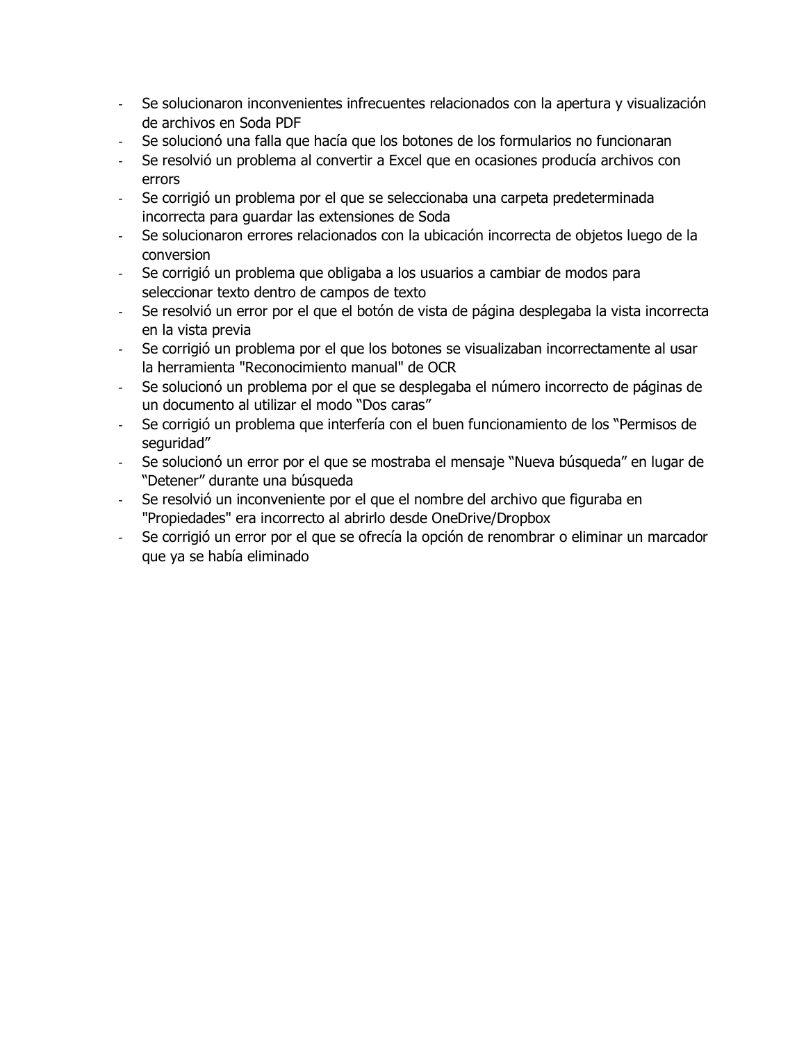- Se solucionaron inconvenientes infrecuentes relacionados con la apertura y visualización de archivos en Soda PDF
- Se solucionó una falla que hacía que los botones de los formularios no funcionaran
- Se resolvió un problema al convertir a Excel que en ocasiones producía archivos con errors
- Se corrigió un problema por el que se seleccionaba una carpeta predeterminada incorrecta para guardar las extensiones de Soda
- Se solucionaron errores relacionados con la ubicación incorrecta de objetos luego de la conversion
- Se corrigió un problema que obligaba a los usuarios a cambiar de modos para seleccionar texto dentro de campos de texto
- Se resolvió un error por el que el botón de vista de página desplegaba la vista incorrecta en la vista previa
- Se corrigió un problema por el que los botones se visualizaban incorrectamente al usar la herramienta "Reconocimiento manual" de OCR
- Se solucionó un problema por el que se desplegaba el número incorrecto de páginas de un documento al utilizar el modo "Dos caras"
- Se corrigió un problema que interfería con el buen funcionamiento de los "Permisos de seguridad"
- Se solucionó un error por el que se mostraba el mensaje "Nueva búsqueda" en lugar de "Detener" durante una búsqueda
- Se resolvió un inconveniente por el que el nombre del archivo que figuraba en "Propiedades" era incorrecto al abrirlo desde OneDrive/Dropbox
- Se corrigió un error por el que se ofrecía la opción de renombrar o eliminar un marcador que ya se había eliminado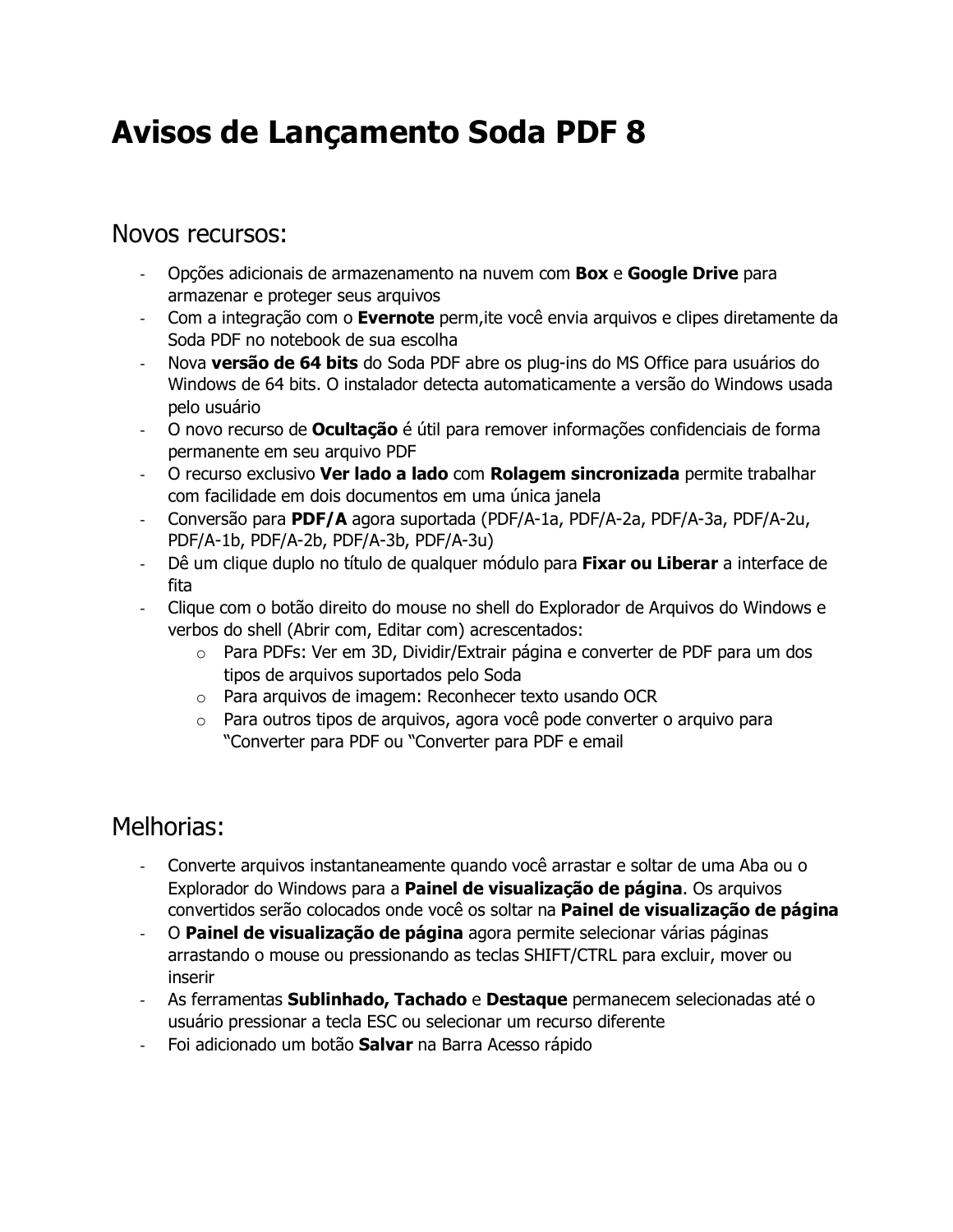# Avisos de Lançamento Soda PDF 8

## Novos recursos:

- Opções adicionais de armazenamento na nuvem com **Box** e **Google Drive** para armazenar e proteger seus arquivos
- Com a integração com o **Evernote** perm,ite você envia arquivos e clipes diretamente da Soda PDF no notebook de sua escolha
- Nova **versão de 64 bits** do Soda PDF abre os plug-ins do MS Office para usuários do Windows de 64 bits. O instalador detecta automaticamente a versão do Windows usada pelo usuário
- O novo recurso de **Ocultação** é útil para remover informações confidenciais de forma permanente em seu arquivo PDF
- O recurso exclusivo **Ver lado a lado** com **Rolagem sincronizada** permite trabalhar com facilidade em dois documentos em uma única janela
- Conversão para **PDF/A** agora suportada (PDF/A-1a, PDF/A-2a, PDF/A-3a, PDF/A-2u, PDF/A-1b, PDF/A-2b, PDF/A-3b, PDF/A-3u)
- Dê um clique duplo no título de qualquer módulo para **Fixar ou Liberar** a interface de fita
- Clique com o botão direito do mouse no shell do Explorador de Arquivos do Windows e verbos do shell (Abrir com, Editar com) acrescentados:
    - Para PDFs: Ver em 3D, Dividir/Extrair página e converter de PDF para um dos tipos de arquivos suportados pelo Soda
    - Para arquivos de imagem: Reconhecer texto usando OCR
    - Para outros tipos de arquivos, agora você pode converter o arquivo para "Converter para PDF ou "Converter para PDF e email

## Melhorias:

- Converte arquivos instantaneamente quando você arrastar e soltar de uma Aba ou o Explorador do Windows para a **Painel de visualização de página**. Os arquivos convertidos serão colocados onde você os soltar na **Painel de visualização de página**
- O **Painel de visualização de página** agora permite selecionar várias páginas arrastando o mouse ou pressionando as teclas SHIFT/CTRL para excluir, mover ou inserir
- As ferramentas **Sublinhado, Tachado** e **Destaque** permanecem selecionadas até o usuário pressionar a tecla ESC ou selecionar um recurso diferente
- Foi adicionado um botão **Salvar** na Barra Acesso rápido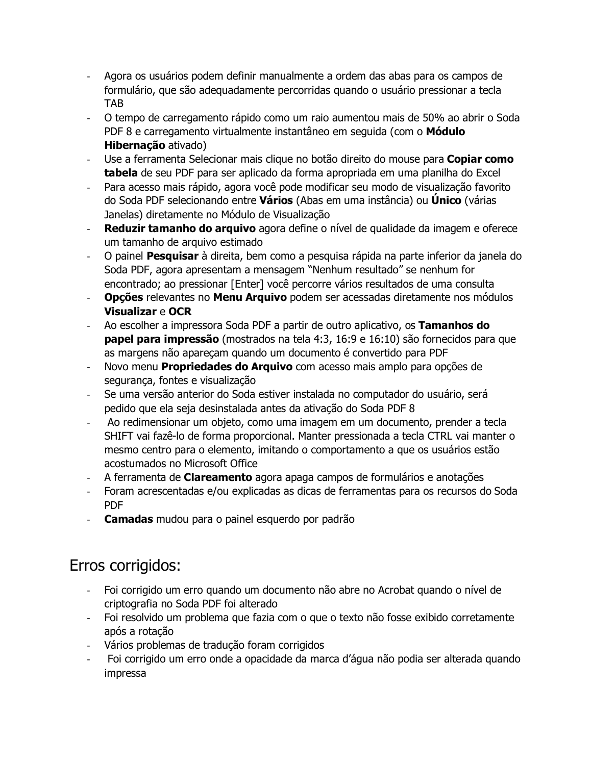- Agora os usuários podem definir manualmente a ordem das abas para os campos de formulário, que são adequadamente percorridas quando o usuário pressionar a tecla TAB
- O tempo de carregamento rápido como um raio aumentou mais de 50% ao abrir o Soda PDF 8 e carregamento virtualmente instantâneo em seguida (com o **Módulo Hibernação** ativado)
- Use a ferramenta Selecionar mais clique no botão direito do mouse para **Copiar como tabela** de seu PDF para ser aplicado da forma apropriada em uma planilha do Excel
- Para acesso mais rápido, agora você pode modificar seu modo de visualização favorito do Soda PDF selecionando entre **Vários** (Abas em uma instância) ou **Único** (várias Janelas) diretamente no Módulo de Visualização
- **Reduzir tamanho do arquivo** agora define o nível de qualidade da imagem e oferece um tamanho de arquivo estimado
- O painel **Pesquisar** à direita, bem como a pesquisa rápida na parte inferior da janela do Soda PDF, agora apresentam a mensagem "Nenhum resultado" se nenhum for encontrado; ao pressionar [Enter] você percorre vários resultados de uma consulta
- **Opções** relevantes no **Menu Arquivo** podem ser acessadas diretamente nos módulos **Visualizar** e **OCR**
- Ao escolher a impressora Soda PDF a partir de outro aplicativo, os **Tamanhos do papel para impressão** (mostrados na tela 4:3, 16:9 e 16:10) são fornecidos para que as margens não apareçam quando um documento é convertido para PDF
- Novo menu **Propriedades do Arquivo** com acesso mais amplo para opções de segurança, fontes e visualização
- Se uma versão anterior do Soda estiver instalada no computador do usuário, será pedido que ela seja desinstalada antes da ativação do Soda PDF 8
- Ao redimensionar um objeto, como uma imagem em um documento, prender a tecla SHIFT vai fazê-lo de forma proporcional. Manter pressionada a tecla CTRL vai manter o mesmo centro para o elemento, imitando o comportamento a que os usuários estão acostumados no Microsoft Office
- A ferramenta de **Clareamento** agora apaga campos de formulários e anotações
- Foram acrescentadas e/ou explicadas as dicas de ferramentas para os recursos do Soda PDF
- **Camadas** mudou para o painel esquerdo por padrão

## Erros corrigidos:

- Foi corrigido um erro quando um documento não abre no Acrobat quando o nível de criptografia no Soda PDF foi alterado
- Foi resolvido um problema que fazia com o que o texto não fosse exibido corretamente após a rotação
- Vários problemas de tradução foram corrigidos
- Foi corrigido um erro onde a opacidade da marca d'água não podia ser alterada quando impressa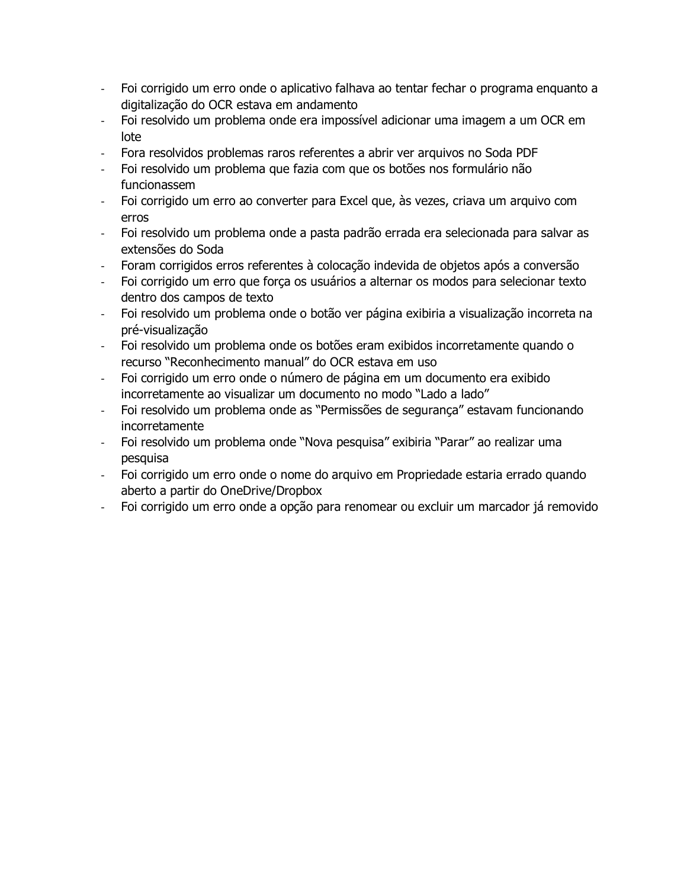- Foi corrigido um erro onde o aplicativo falhava ao tentar fechar o programa enquanto a digitalização do OCR estava em andamento
- Foi resolvido um problema onde era impossível adicionar uma imagem a um OCR em lote
- Fora resolvidos problemas raros referentes a abrir ver arquivos no Soda PDF
- Foi resolvido um problema que fazia com que os botões nos formulário não funcionassem
- Foi corrigido um erro ao converter para Excel que, às vezes, criava um arquivo com erros
- Foi resolvido um problema onde a pasta padrão errada era selecionada para salvar as extensões do Soda
- Foram corrigidos erros referentes à colocação indevida de objetos após a conversão
- Foi corrigido um erro que força os usuários a alternar os modos para selecionar texto dentro dos campos de texto
- Foi resolvido um problema onde o botão ver página exibiria a visualização incorreta na pré-visualização
- Foi resolvido um problema onde os botões eram exibidos incorretamente quando o recurso "Reconhecimento manual" do OCR estava em uso
- Foi corrigido um erro onde o número de página em um documento era exibido incorretamente ao visualizar um documento no modo "Lado a lado"
- Foi resolvido um problema onde as "Permissões de segurança" estavam funcionando incorretamente
- Foi resolvido um problema onde "Nova pesquisa" exibiria "Parar" ao realizar uma pesquisa
- Foi corrigido um erro onde o nome do arquivo em Propriedade estaria errado quando aberto a partir do OneDrive/Dropbox
- Foi corrigido um erro onde a opção para renomear ou excluir um marcador já removido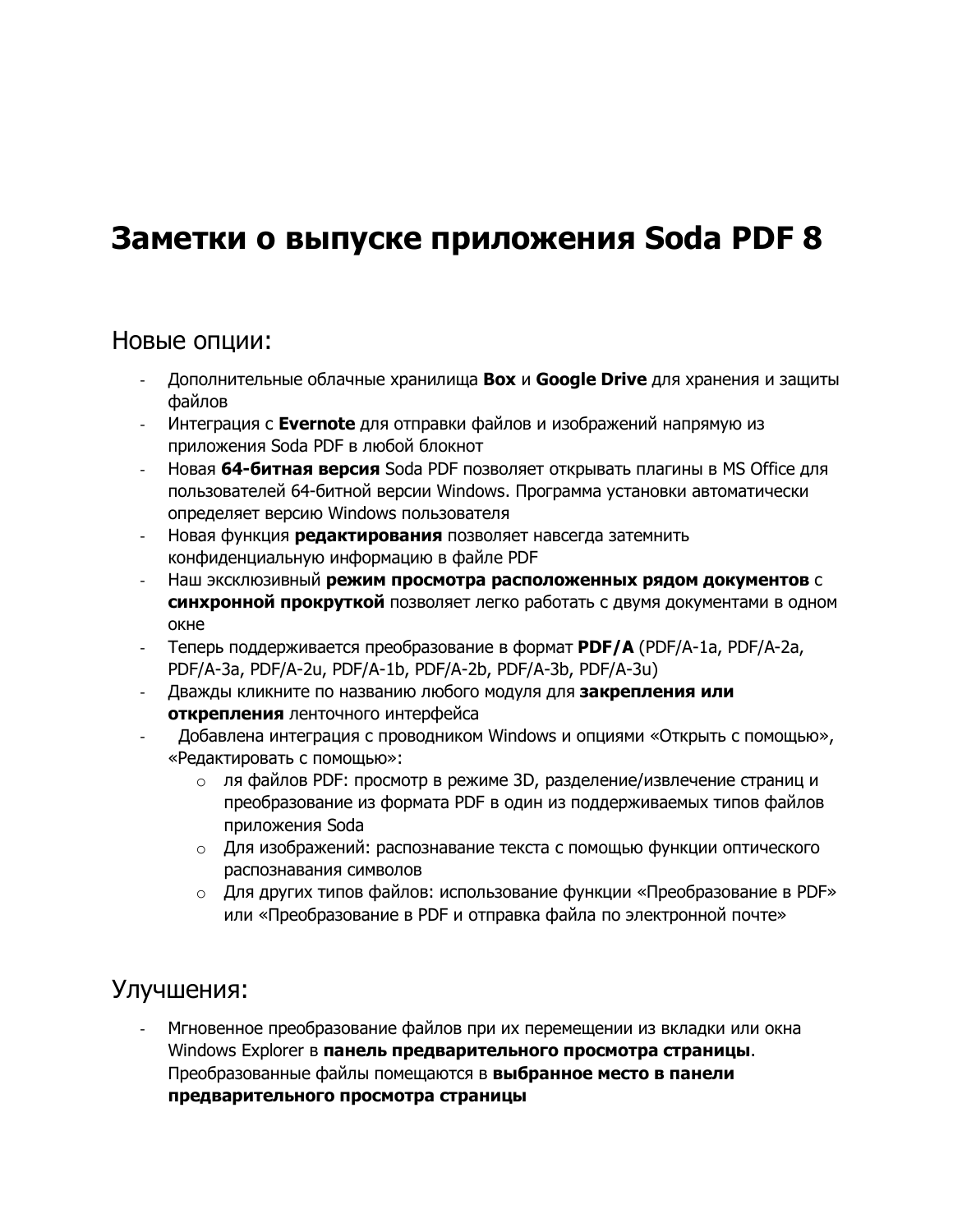# Заметки о выпуске приложения Soda PDF 8

## Новые опции:

- Дополнительные облачные хранилища **Box** и **Google Drive** для хранения и защиты файлов
- Интеграция с **Evernote** для отправки файлов и изображений напрямую из приложения Soda PDF в любой блокнот
- Новая **64-битная версия** Soda PDF позволяет открывать плагины в MS Office для пользователей 64-битной версии Windows. Программа установки автоматически определяет версию Windows пользователя
- Новая функция **редактирования** позволяет навсегда затемнить конфиденциальную информацию в файле PDF
- Наш эксклюзивный **режим просмотра расположенных рядом документов** с **синхронной прокруткой** позволяет легко работать с двумя документами в одном окне
- Теперь поддерживается преобразование в формат **PDF/A** (PDF/A-1a, PDF/A-2a, PDF/A-3a, PDF/A-2u, PDF/A-1b, PDF/A-2b, PDF/A-3b, PDF/A-3u)
- Дважды кликните по названию любого модуля для **закрепления или открепления** ленточного интерфейса
- Добавлена интеграция с проводником Windows и опциями «Открыть с помощью», «Редактировать с помощью»:
  - ля файлов PDF: просмотр в режиме 3D, разделение/извлечение страниц и преобразование из формата PDF в один из поддерживаемых типов файлов приложения Soda
  - Для изображений: распознавание текста с помощью функции оптического распознавания символов
  - Для других типов файлов: использование функции «Преобразование в PDF» или «Преобразование в PDF и отправка файла по электронной почте»

## Улучшения:

- Мгновенное преобразование файлов при их перемещении из вкладки или окна Windows Explorer в **панель предварительного просмотра страницы**. Преобразованные файлы помещаются в **выбранное место в панели предварительного просмотра страницы**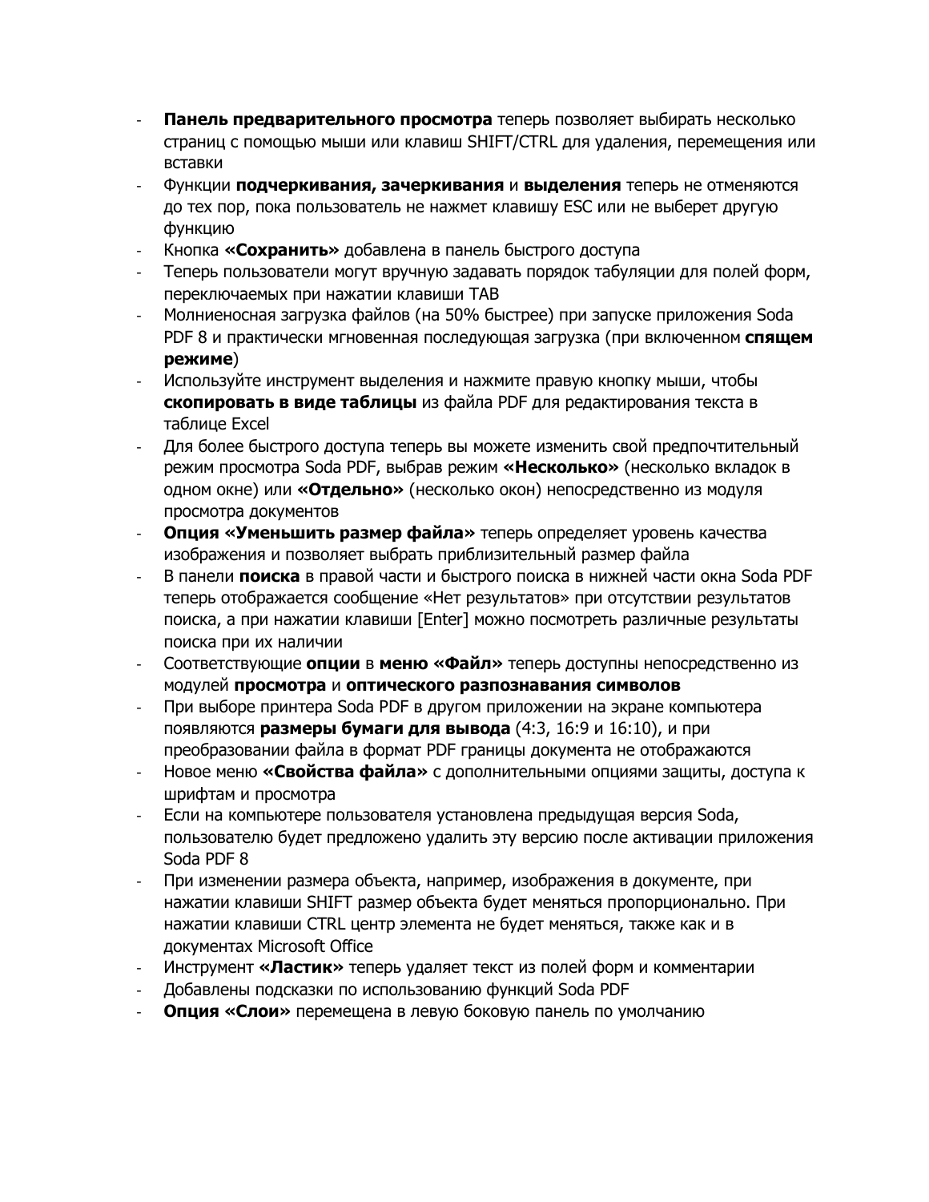- **Панель предварительного просмотра** теперь позволяет выбирать несколько страниц с помощью мыши или клавиш SHIFT/CTRL для удаления, перемещения или вставки
- Функции **подчеркивания, зачеркивания** и **выделения** теперь не отменяются до тех пор, пока пользователь не нажмет клавишу ESC или не выберет другую функцию
- Кнопка **«Сохранить»** добавлена в панель быстрого доступа
- Теперь пользователи могут вручную задавать порядок табуляции для полей форм, переключаемых при нажатии клавиши TAB
- Молниеносная загрузка файлов (на 50% быстрее) при запуске приложения Soda PDF 8 и практически мгновенная последующая загрузка (при включенном **спящем режиме**)
- Используйте инструмент выделения и нажмите правую кнопку мыши, чтобы **скопировать в виде таблицы** из файла PDF для редактирования текста в таблице Excel
- Для более быстрого доступа теперь вы можете изменить свой предпочтительный режим просмотра Soda PDF, выбрав режим **«Несколько»** (несколько вкладок в одном окне) или **«Отдельно»** (несколько окон) непосредственно из модуля просмотра документов
- **Опция «Уменьшить размер файла»** теперь определяет уровень качества изображения и позволяет выбрать приблизительный размер файла
- В панели **поиска** в правой части и быстрого поиска в нижней части окна Soda PDF теперь отображается сообщение «Нет результатов» при отсутствии результатов поиска, а при нажатии клавиши [Enter] можно посмотреть различные результаты поиска при их наличии
- Соответствующие **опции** в **меню «Файл»** теперь доступны непосредственно из модулей **просмотра** и **оптического разпознавания символов**
- При выборе принтера Soda PDF в другом приложении на экране компьютера появляются **размеры бумаги для вывода** (4:3, 16:9 и 16:10), и при преобразовании файла в формат PDF границы документа не отображаются
- Новое меню **«Свойства файла»** с дополнительными опциями защиты, доступа к шрифтам и просмотра
- Если на компьютере пользователя установлена предыдущая версия Soda, пользователю будет предложено удалить эту версию после активации приложения Soda PDF 8
- При изменении размера объекта, например, изображения в документе, при нажатии клавиши SHIFT размер объекта будет меняться пропорционально. При нажатии клавиши CTRL центр элемента не будет меняться, также как и в документах Microsoft Office
- Инструмент **«Ластик»** теперь удаляет текст из полей форм и комментарии
- Добавлены подсказки по использованию функций Soda PDF
- **Опция «Слои»** перемещена в левую боковую панель по умолчанию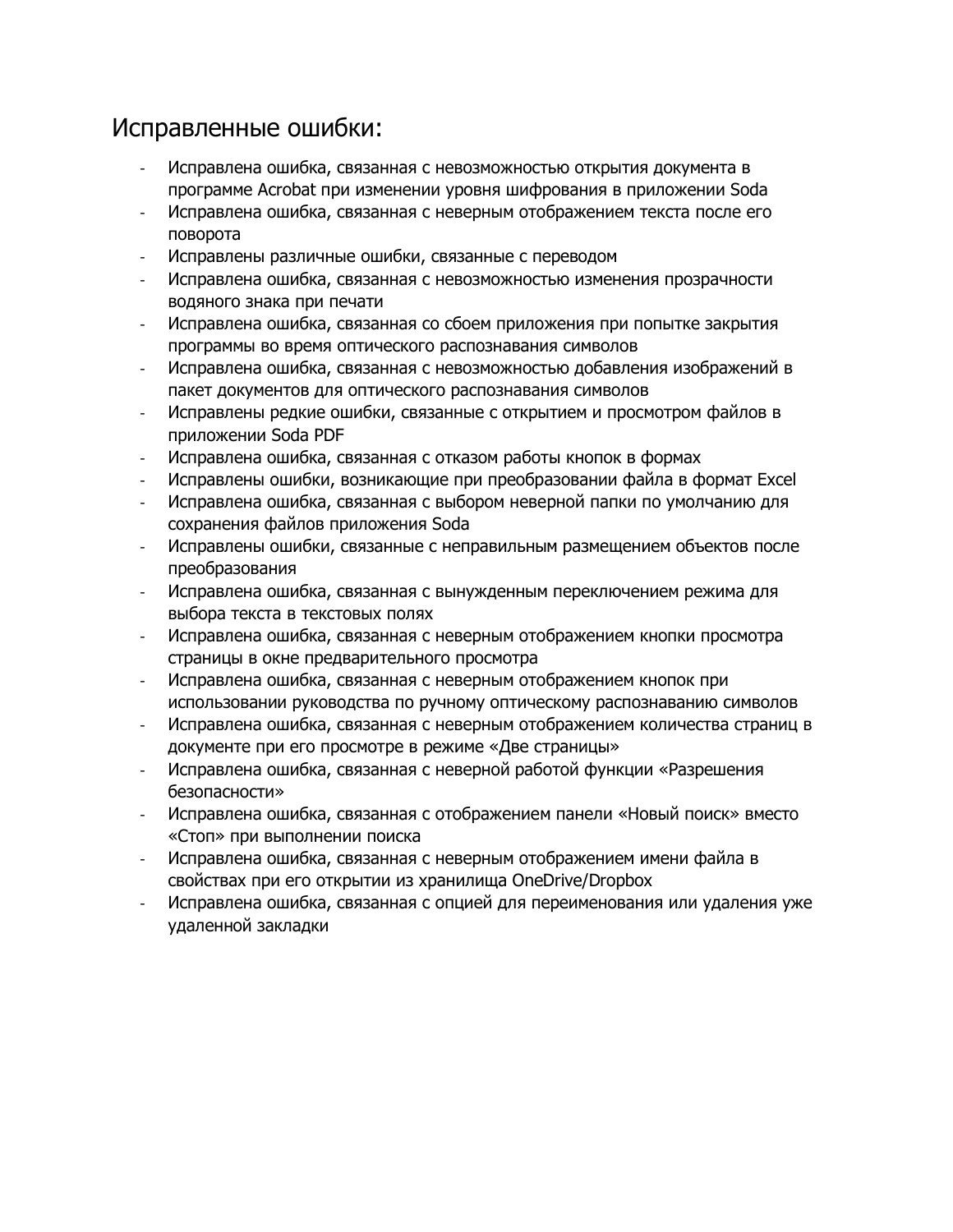## Исправленные ошибки:

- Исправлена ошибка, связанная с невозможностью открытия документа в программе Acrobat при изменении уровня шифрования в приложении Soda
- Исправлена ошибка, связанная с неверным отображением текста после его поворота
- Исправлены различные ошибки, связанные с переводом
- Исправлена ошибка, связанная с невозможностью изменения прозрачности водяного знака при печати
- Исправлена ошибка, связанная со сбоем приложения при попытке закрытия программы во время оптического распознавания символов
- Исправлена ошибка, связанная с невозможностью добавления изображений в пакет документов для оптического распознавания символов
- Исправлены редкие ошибки, связанные с открытием и просмотром файлов в приложении Soda PDF
- Исправлена ошибка, связанная с отказом работы кнопок в формах
- Исправлены ошибки, возникающие при преобразовании файла в формат Excel
- Исправлена ошибка, связанная с выбором неверной папки по умолчанию для сохранения файлов приложения Soda
- Исправлены ошибки, связанные с неправильным размещением объектов после преобразования
- Исправлена ошибка, связанная с вынужденным переключением режима для выбора текста в текстовых полях
- Исправлена ошибка, связанная с неверным отображением кнопки просмотра страницы в окне предварительного просмотра
- Исправлена ошибка, связанная с неверным отображением кнопок при использовании руководства по ручному оптическому распознаванию символов
- Исправлена ошибка, связанная с неверным отображением количества страниц в документе при его просмотре в режиме «Две страницы»
- Исправлена ошибка, связанная с неверной работой функции «Разрешения безопасности»
- Исправлена ошибка, связанная с отображением панели «Новый поиск» вместо «Стоп» при выполнении поиска
- Исправлена ошибка, связанная с неверным отображением имени файла в свойствах при его открытии из хранилища OneDrive/Dropbox
- Исправлена ошибка, связанная с опцией для переименования или удаления уже удаленной закладки